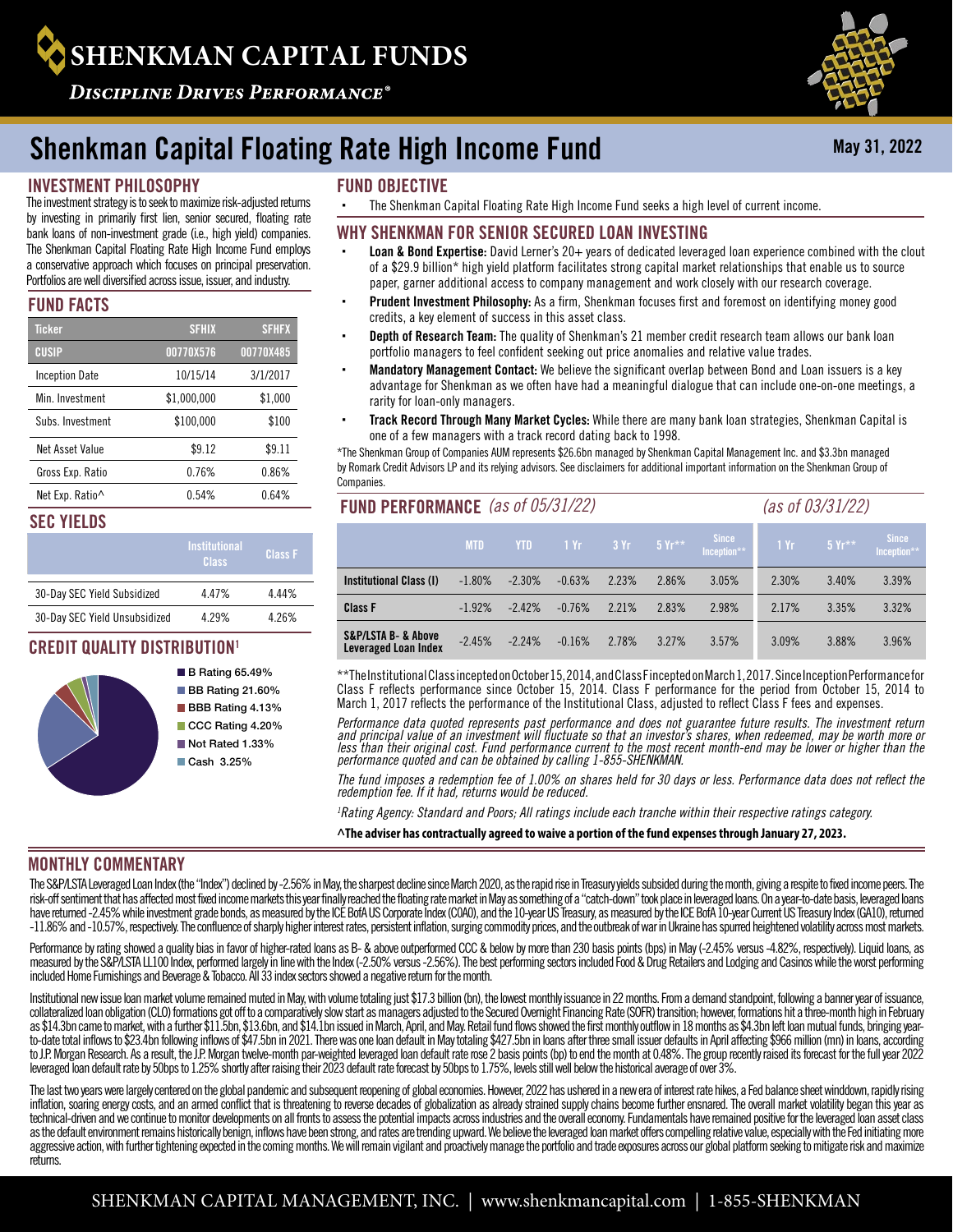# SHENKMAN CAPITAL FUNDS

*Discipline Drives Performance®*

# Shenkman Capital Floating Rate High Income Fund

May 31, 2022

## INVESTMENT PHILOSOPHY

The investment strategy is to seek to maximize risk-adjusted returns by investing in primarily first lien, senior secured, floating rate bank loans of non-investment grade (i.e., high yield) companies. The Shenkman Capital Floating Rate High Income Fund employs a conservative approach which focuses on principal preservation. Portfolios are well diversified across issue, issuer, and industry.

## FUND FACTS

| Ticker | SFHIX | SFHFX |
|---|---|---|
| CUSIP | 00770X576 | 00770X485 |
| Inception Date | 10/15/14 | 3/1/2017 |
| Min. Investment | $1,000,000 | $1,000 |
| Subs. Investment | $100,000 | $100 |
| Net Asset Value | $9.12 | $9.11 |
| Gross Exp. Ratio | 0.76% | 0.86% |
| Net Exp. Ratio^ | 0.54% | 0.64% |

## SEC YIELDS

| | Institutional Class | Class F |
|---|---|---|
| 30-Day SEC Yield Subsidized | 4.47% | 4.44% |
| 30-Day SEC Yield Unsubsidized | 4.29% | 4.26% |

## CREDIT QUALITY DISTRIBUTION[1]

- B Rating 65.49%
- BB Rating 21.60%
- BBB Rating 4.13%
- CCC Rating 4.20%
- Not Rated 1.33%
- Cash 3.25%

## FUND OBJECTIVE

- The Shenkman Capital Floating Rate High Income Fund seeks a high level of current income.

## WHY SHENKMAN FOR SENIOR SECURED LOAN INVESTING

- **Loan & Bond Expertise:** David Lerner's 20+ years of dedicated leveraged loan experience combined with the clout of a $29.9 billion* high yield platform facilitates strong capital market relationships that enable us to source paper, garner additional access to company management and work closely with our research coverage.
- **Prudent Investment Philosophy:** As a firm, Shenkman focuses first and foremost on identifying money good credits, a key element of success in this asset class.
- **Depth of Research Team:** The quality of Shenkman's 21 member credit research team allows our bank loan portfolio managers to feel confident seeking out price anomalies and relative value trades.
- **Mandatory Management Contact:** We believe the significant overlap between Bond and Loan issuers is a key advantage for Shenkman as we often have had a meaningful dialogue that can include one-on-one meetings, a rarity for loan-only managers.
- **Track Record Through Many Market Cycles:** While there are many bank loan strategies, Shenkman Capital is one of a few managers with a track record dating back to 1998.

*The Shenkman Group of Companies AUM represents $26.6bn managed by Shenkman Capital Management Inc. and $3.3bn managed by Romark Credit Advisors LP and its relying advisors. See disclaimers for additional important information on the Shenkman Group of Companies.

## FUND PERFORMANCE *(as of 05/31/22)* *(as of 03/31/22)*

| | MTD | YTD | 1 Yr | 3 Yr | 5 Yr** | Since Inception** | 1 Yr | 5 Yr** | Since Inception** |
|---|---|---|---|---|---|---|---|---|---|
| **Institutional Class (I)** | -1.80% | -2.30% | -0.63% | 2.23% | 2.86% | 3.05% | 2.30% | 3.40% | 3.39% |
| **Class F** | -1.92% | -2.42% | -0.76% | 2.21% | 2.83% | 2.98% | 2.17% | 3.35% | 3.32% |
| **S&P/LSTA B- & Above Leveraged Loan Index** | -2.45% | -2.24% | -0.16% | 2.78% | 3.27% | 3.57% | 3.09% | 3.88% | 3.96% |

**The Institutional Class incepted on October 15, 2014, and Class F incepted on March 1, 2017. Since Inception Performance for Class F reflects performance since October 15, 2014. Class F performance for the period from October 15, 2014 to March 1, 2017 reflects the performance of the Institutional Class, adjusted to reflect Class F fees and expenses.

*Performance data quoted represents past performance and does not guarantee future results. The investment return and principal value of an investment will fluctuate so that an investor's shares, when redeemed, may be worth more or less than their original cost. Fund performance current to the most recent month-end may be lower or higher than the performance quoted and can be obtained by calling 1-855-SHENKMAN.*

*The fund imposes a redemption fee of 1.00% on shares held for 30 days or less. Performance data does not reflect the redemption fee. If it had, returns would be reduced.*

*[1]Rating Agency: Standard and Poors; All ratings include each tranche within their respective ratings category.*

**^The adviser has contractually agreed to waive a portion of the fund expenses through January 27, 2023.**

## MONTHLY COMMENTARY

The S&P/LSTA Leveraged Loan Index (the "Index") declined by -2.56% in May, the sharpest decline since March 2020, as the rapid rise in Treasury yields subsided during the month, giving a respite to fixed income peers. The risk-off sentiment that has affected most fixed income markets this year finally reached the floating rate market in May as something of a "catch-down" took place in leveraged loans. On a year-to-date basis, leveraged loans have returned -2.45% while investment grade bonds, as measured by the ICE BofA US Corporate Index (C0A0), and the 10-year US Treasury, as measured by the ICE BofA 10-year Current US Treasury Index (GA10), returned -11.86% and -10.57%, respectively. The confluence of sharply higher interest rates, persistent inflation, surging commodity prices, and the outbreak of war in Ukraine has spurred heightened volatility across most markets.

Performance by rating showed a quality bias in favor of higher-rated loans as B- & above outperformed CCC & below by more than 230 basis points (bps) in May (-2.45% versus -4.82%, respectively). Liquid loans, as measured by the S&P/LSTA LL100 Index, performed largely in line with the Index (-2.50% versus -2.56%). The best performing sectors included Food & Drug Retailers and Lodging and Casinos while the worst performing included Home Furnishings and Beverage & Tobacco. All 33 index sectors showed a negative return for the month.

Institutional new issue loan market volume remained muted in May, with volume totaling just $17.3 billion (bn), the lowest monthly issuance in 22 months. From a demand standpoint, following a banner year of issuance, collateralized loan obligation (CLO) formations got off to a comparatively slow start as managers adjusted to the Secured Overnight Financing Rate (SOFR) transition; however, formations hit a three-month high in February as $14.3bn came to market, with a further $11.5bn, $13.6bn, and $14.1bn issued in March, April, and May. Retail fund flows showed the first monthly outflow in 18 months as $4.3bn left loan mutual funds, bringing year-to-date total inflows to $23.4bn following inflows of $47.5bn in 2021. There was one loan default in May totaling $427.5bn in loans after three small issuer defaults in April affecting $966 million (mn) in loans, according to J.P. Morgan Research. As a result, the J.P. Morgan twelve-month par-weighted leveraged loan default rate rose 2 basis points (bp) to end the month at 0.48%. The group recently raised its forecast for the full year 2022 leveraged loan default rate by 50bps to 1.25% shortly after raising their 2023 default rate forecast by 50bps to 1.75%, levels still well below the historical average of over 3%.

The last two years were largely centered on the global pandemic and subsequent reopening of global economies. However, 2022 has ushered in a new era of interest rate hikes, a Fed balance sheet winddown, rapidly rising inflation, soaring energy costs, and an armed conflict that is threatening to reverse decades of globalization as already strained supply chains become further ensnared. The overall market volatility began this year as technical-driven and we continue to monitor developments on all fronts to assess the potential impacts across industries and the overall economy. Fundamentals have remained positive for the leveraged loan asset class as the default environment remains historically benign, inflows have been strong, and rates are trending upward. We believe the leveraged loan market offers compelling relative value, especially with the Fed initiating more aggressive action, with further tightening expected in the coming months. We will remain vigilant and proactively manage the portfolio and trade exposures across our global platform seeking to mitigate risk and maximize returns.

SHENKMAN CAPITAL MANAGEMENT, INC. | www.shenkmancapital.com | 1-855-SHENKMAN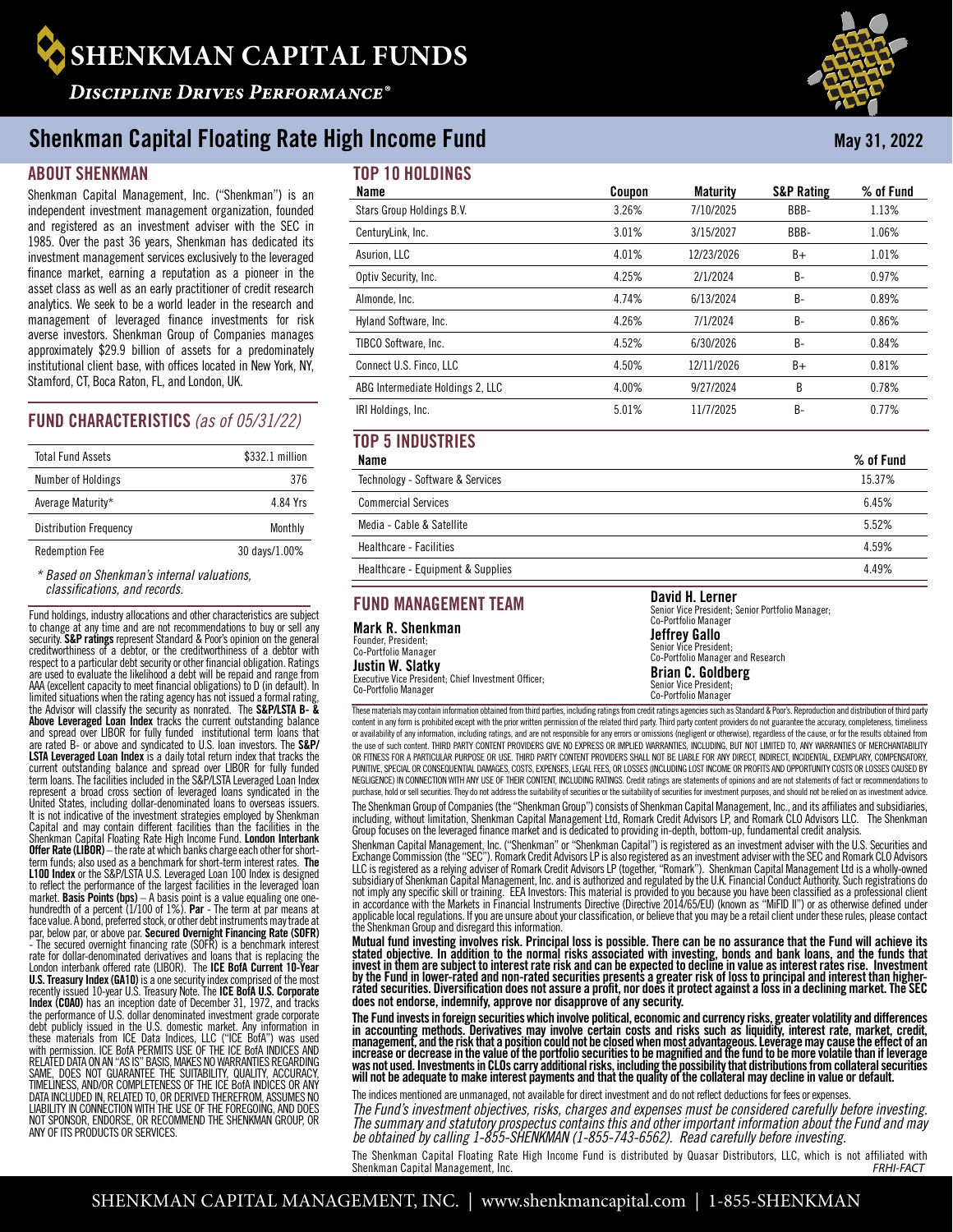# SHENKMAN CAPITAL FUNDS

*Discipline Drives Performance®*

## Shenkman Capital Floating Rate High Income Fund

May 31, 2022

### ABOUT SHENKMAN

Shenkman Capital Management, Inc. ("Shenkman") is an independent investment management organization, founded and registered as an investment adviser with the SEC in 1985. Over the past 36 years, Shenkman has dedicated its investment management services exclusively to the leveraged finance market, earning a reputation as a pioneer in the asset class as well as an early practitioner of credit research analytics. We seek to be a world leader in the research and management of leveraged finance investments for risk averse investors. Shenkman Group of Companies manages approximately $29.9 billion of assets for a predominately institutional client base, with offices located in New York, NY, Stamford, CT, Boca Raton, FL, and London, UK.

### FUND CHARACTERISTICS *(as of 05/31/22)*

| | |
|---|---|
| Total Fund Assets | $332.1 million |
| Number of Holdings | 376 |
| Average Maturity* | 4.84 Yrs |
| Distribution Frequency | Monthly |
| Redemption Fee | 30 days/1.00% |

*\* Based on Shenkman's internal valuations, classifications, and records.*

Fund holdings, industry allocations and other characteristics are subject to change at any time and are not recommendations to buy or sell any security. **S&P ratings** represent Standard & Poor's opinion on the general creditworthiness of a debtor, or the creditworthiness of a debtor with respect to a particular debt security or other financial obligation. Ratings are used to evaluate the likelihood a debt will be repaid and range from AAA (excellent capacity to meet financial obligations) to D (in default). In limited situations when the rating agency has not issued a formal rating, the Advisor will classify the security as nonrated. The **S&P/LSTA B- & Above Leveraged Loan Index** tracks the current outstanding balance and spread over LIBOR for fully funded institutional term loans that are rated B- or above and syndicated to U.S. loan investors. The **S&P/LSTA Leveraged Loan Index** is a daily total return index that tracks the current outstanding balance and spread over LIBOR for fully funded term loans. The facilities included in the S&P/LSTA Leveraged Loan Index represent a broad cross section of leveraged loans syndicated in the United States, including dollar-denominated loans to overseas issuers. It is not indicative of the investment strategies employed by Shenkman Capital and may contain different facilities than the facilities in the Shenkman Capital Floating Rate High Income Fund. **London Interbank Offer Rate (LIBOR)** – the rate at which banks charge each other for short-term funds; also used as a benchmark for short-term interest rates. **The L100 Index** or the S&P/LSTA U.S. Leveraged Loan 100 Index is designed to reflect the performance of the largest facilities in the leveraged loan market. **Basis Points (bps)** – A basis point is a value equaling one one-hundredth of a percent (1/100 of 1%). **Par** - The term at par means at face value. A bond, preferred stock, or other debt instruments may trade at par, below par, or above par. **Secured Overnight Financing Rate (SOFR)** - The secured overnight financing rate (SOFR) is a benchmark interest rate for dollar-denominated derivatives and loans that is replacing the London interbank offered rate (LIBOR). The **ICE BofA Current 10-Year U.S. Treasury Index (GA10)** is a one security index comprised of the most recently issued 10-year U.S. Treasury Note. The **ICE BofA U.S. Corporate Index (COA0)** has an inception date of December 31, 1972, and tracks the performance of U.S. dollar denominated investment grade corporate debt publicly issued in the U.S. domestic market. Any information in these materials from ICE Data Indices, LLC ("ICE BofA") was used with permission. ICE BofA PERMITS USE OF THE ICE BofA INDICES AND RELATED DATA ON AN "AS IS" BASIS, MAKES NO WARRANTIES REGARDING SAME, DOES NOT GUARANTEE THE SUITABILITY, QUALITY, ACCURACY, TIMELINESS, AND/OR COMPLETENESS OF THE ICE BofA INDICES OR ANY DATA INCLUDED IN, RELATED TO, OR DERIVED THEREFROM, ASSUMES NO LIABILITY IN CONNECTION WITH THE USE OF THE FOREGOING, AND DOES NOT SPONSOR, ENDORSE, OR RECOMMEND THE SHENKMAN GROUP, OR ANY OF ITS PRODUCTS OR SERVICES.

### TOP 10 HOLDINGS

| Name | Coupon | Maturity | S&P Rating | % of Fund |
|---|---|---|---|---|
| Stars Group Holdings B.V. | 3.26% | 7/10/2025 | BBB- | 1.13% |
| CenturyLink, Inc. | 3.01% | 3/15/2027 | BBB- | 1.06% |
| Asurion, LLC | 4.01% | 12/23/2026 | B+ | 1.01% |
| Optiv Security, Inc. | 4.25% | 2/1/2024 | B- | 0.97% |
| Almonde, Inc. | 4.74% | 6/13/2024 | B- | 0.89% |
| Hyland Software, Inc. | 4.26% | 7/1/2024 | B- | 0.86% |
| TIBCO Software, Inc. | 4.52% | 6/30/2026 | B- | 0.84% |
| Connect U.S. Finco, LLC | 4.50% | 12/11/2026 | B+ | 0.81% |
| ABG Intermediate Holdings 2, LLC | 4.00% | 9/27/2024 | B | 0.78% |
| IRI Holdings, Inc. | 5.01% | 11/7/2025 | B- | 0.77% |

### TOP 5 INDUSTRIES

| Name | % of Fund |
|---|---|
| Technology - Software & Services | 15.37% |
| Commercial Services | 6.45% |
| Media - Cable & Satellite | 5.52% |
| Healthcare - Facilities | 4.59% |
| Healthcare - Equipment & Supplies | 4.49% |

### FUND MANAGEMENT TEAM

**Mark R. Shenkman**
Founder, President;
Co-Portfolio Manager

**Justin W. Slatky**
Executive Vice President; Chief Investment Officer;
Co-Portfolio Manager

**David H. Lerner**
Senior Vice President; Senior Portfolio Manager;
Co-Portfolio Manager

**Jeffrey Gallo**
Senior Vice President;
Co-Portfolio Manager and Research

**Brian C. Goldberg**
Senior Vice President;
Co-Portfolio Manager

These materials may contain information obtained from third parties, including ratings from credit ratings agencies such as Standard & Poor's. Reproduction and distribution of third party content in any form is prohibited except with the prior written permission of the related third party. Third party content providers do not guarantee the accuracy, completeness, timeliness or availability of any information, including ratings, and are not responsible for any errors or omissions (negligent or otherwise), regardless of the cause, or for the results obtained from the use of such content. THIRD PARTY CONTENT PROVIDERS GIVE NO EXPRESS OR IMPLIED WARRANTIES, INCLUDING, BUT NOT LIMITED TO, ANY WARRANTIES OF MERCHANTABILITY OR FITNESS FOR A PARTICULAR PURPOSE OR USE. THIRD PARTY CONTENT PROVIDERS SHALL NOT BE LIABLE FOR ANY DIRECT, INDIRECT, INCIDENTAL, EXEMPLARY, COMPENSATORY, PUNITIVE, SPECIAL OR CONSEQUENTIAL DAMAGES, COSTS, EXPENSES, LEGAL FEES, OR LOSSES (INCLUDING LOST INCOME OR PROFITS AND OPPORTUNITY COSTS OR LOSSES CAUSED BY NEGLIGENCE) IN CONNECTION WITH ANY USE OF THEIR CONTENT, INCLUDING RATINGS. Credit ratings are statements of opinions and are not statements of fact or recommendations to purchase, hold or sell securities. They do not address the suitability of securities or the suitability of securities for investment purposes, and should not be relied on as investment advice.

The Shenkman Group of Companies (the "Shenkman Group") consists of Shenkman Capital Management, Inc., and its affiliates and subsidiaries, including, without limitation, Shenkman Capital Management Ltd, Romark Credit Advisors LP, and Romark CLO Advisors LLC. The Shenkman Group focuses on the leveraged finance market and is dedicated to providing in-depth, bottom-up, fundamental credit analysis.

Shenkman Capital Management, Inc. ("Shenkman" or "Shenkman Capital") is registered as an investment adviser with the U.S. Securities and Exchange Commission (the "SEC"). Romark Credit Advisors LP is also registered as an investment adviser with the SEC and Romark CLO Advisors LLC is registered as a relying adviser of Romark Credit Advisors LP (together, "Romark"). Shenkman Capital Management Ltd is a wholly-owned subsidiary of Shenkman Capital Management, Inc. and is authorized and regulated by the U.K. Financial Conduct Authority. Such registrations do not imply any specific skill or training. EEA Investors: This material is provided to you because you have been classified as a professional client in accordance with the Markets in Financial Instruments Directive (Directive 2014/65/EU) (known as "MiFID II") or as otherwise defined under applicable local regulations. If you are unsure about your classification, or believe that you may be a retail client under these rules, please contact the Shenkman Group and disregard this information.

**Mutual fund investing involves risk. Principal loss is possible. There can be no assurance that the Fund will achieve its stated objective. In addition to the normal risks associated with investing, bonds and bank loans, and the funds that invest in them are subject to interest rate risk and can be expected to decline in value as interest rates rise. Investment by the Fund in lower-rated and non-rated securities presents a greater risk of loss to principal and interest than higher-rated securities. Diversification does not assure a profit, nor does it protect against a loss in a declining market. The SEC does not endorse, indemnify, approve nor disapprove of any security.**

**The Fund invests in foreign securities which involve political, economic and currency risks, greater volatility and differences in accounting methods. Derivatives may involve certain costs and risks such as liquidity, interest rate, market, credit, management, and the risk that a position could not be closed when most advantageous. Leverage may cause the effect of an increase or decrease in the value of the portfolio securities to be magnified and the fund to be more volatile than if leverage was not used. Investments in CLOs carry additional risks, including the possibility that distributions from collateral securities will not be adequate to make interest payments and that the quality of the collateral may decline in value or default.**

The indices mentioned are unmanaged, not available for direct investment and do not reflect deductions for fees or expenses.

*The Fund's investment objectives, risks, charges and expenses must be considered carefully before investing. The summary and statutory prospectus contains this and other important information about the Fund and may be obtained by calling 1-855-SHENKMAN (1-855-743-6562). Read carefully before investing.*

The Shenkman Capital Floating Rate High Income Fund is distributed by Quasar Distributors, LLC, which is not affiliated with Shenkman Capital Management, Inc.

*FRHI-FACT*

SHENKMAN CAPITAL MANAGEMENT, INC. | www.shenkmancapital.com | 1-855-SHENKMAN